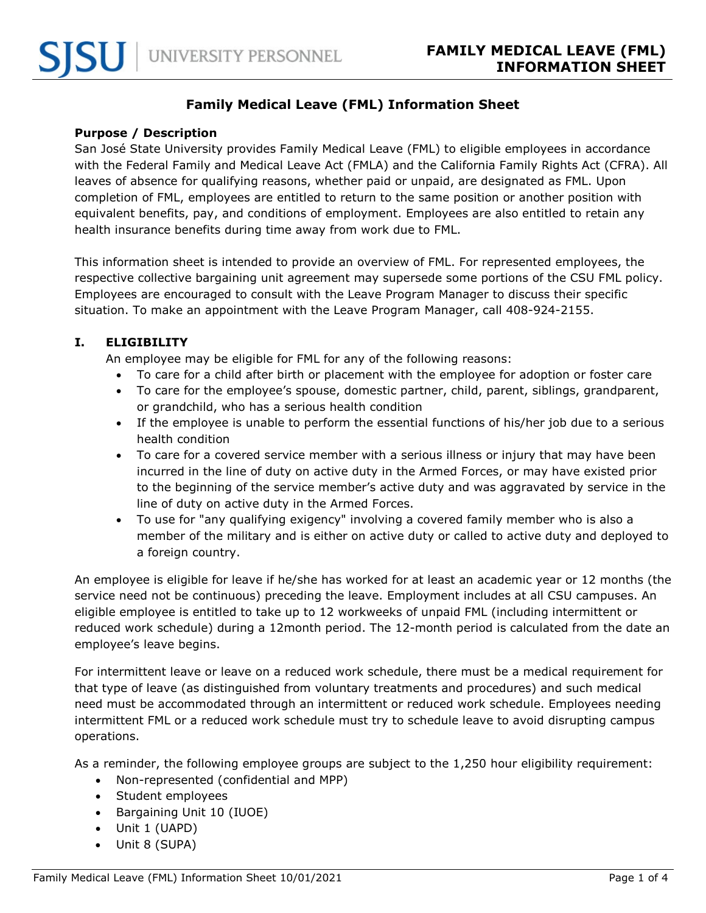# Family Medical Leave (FML) Information Sheet

**Purpose / Description**

San José State University provides Family Medical Leave (FML) to eligible employees in accordance with the Federal Family and Medical Leave Act (FMLA) and the California Family Rights Act (CFRA). All leaves of absence for qualifying reasons, whether paid or unpaid, are designated as FML. Upon completion of FML, employees are entitled to return to the same position or another position with equivalent benefits, pay, and conditions of employment. Employees are also entitled to retain any health insurance benefits during time away from work due to FML.

This information sheet is intended to provide an overview of FML. For represented employees, the respective collective bargaining unit agreement may supersede some portions of the CSU FML policy. Employees are encouraged to consult with the Leave Program Manager to discuss their specific situation. To make an appointment with the Leave Program Manager, call 408-924-2155.

## I. ELIGIBILITY

An employee may be eligible for FML for any of the following reasons:

- To care for a child after birth or placement with the employee for adoption or foster care
- To care for the employee's spouse, domestic partner, child, parent, siblings, grandparent, or grandchild, who has a serious health condition
- If the employee is unable to perform the essential functions of his/her job due to a serious health condition
- To care for a covered service member with a serious illness or injury that may have been incurred in the line of duty on active duty in the Armed Forces, or may have existed prior to the beginning of the service member's active duty and was aggravated by service in the line of duty on active duty in the Armed Forces.
- To use for "any qualifying exigency" involving a covered family member who is also a member of the military and is either on active duty or called to active duty and deployed to a foreign country.

An employee is eligible for leave if he/she has worked for at least an academic year or 12 months (the service need not be continuous) preceding the leave. Employment includes at all CSU campuses. An eligible employee is entitled to take up to 12 workweeks of unpaid FML (including intermittent or reduced work schedule) during a 12month period. The 12-month period is calculated from the date an employee's leave begins.

For intermittent leave or leave on a reduced work schedule, there must be a medical requirement for that type of leave (as distinguished from voluntary treatments and procedures) and such medical need must be accommodated through an intermittent or reduced work schedule. Employees needing intermittent FML or a reduced work schedule must try to schedule leave to avoid disrupting campus operations.

As a reminder, the following employee groups are subject to the 1,250 hour eligibility requirement:

- Non-represented (confidential and MPP)
- Student employees
- Bargaining Unit 10 (IUOE)
- Unit 1 (UAPD)
- Unit 8 (SUPA)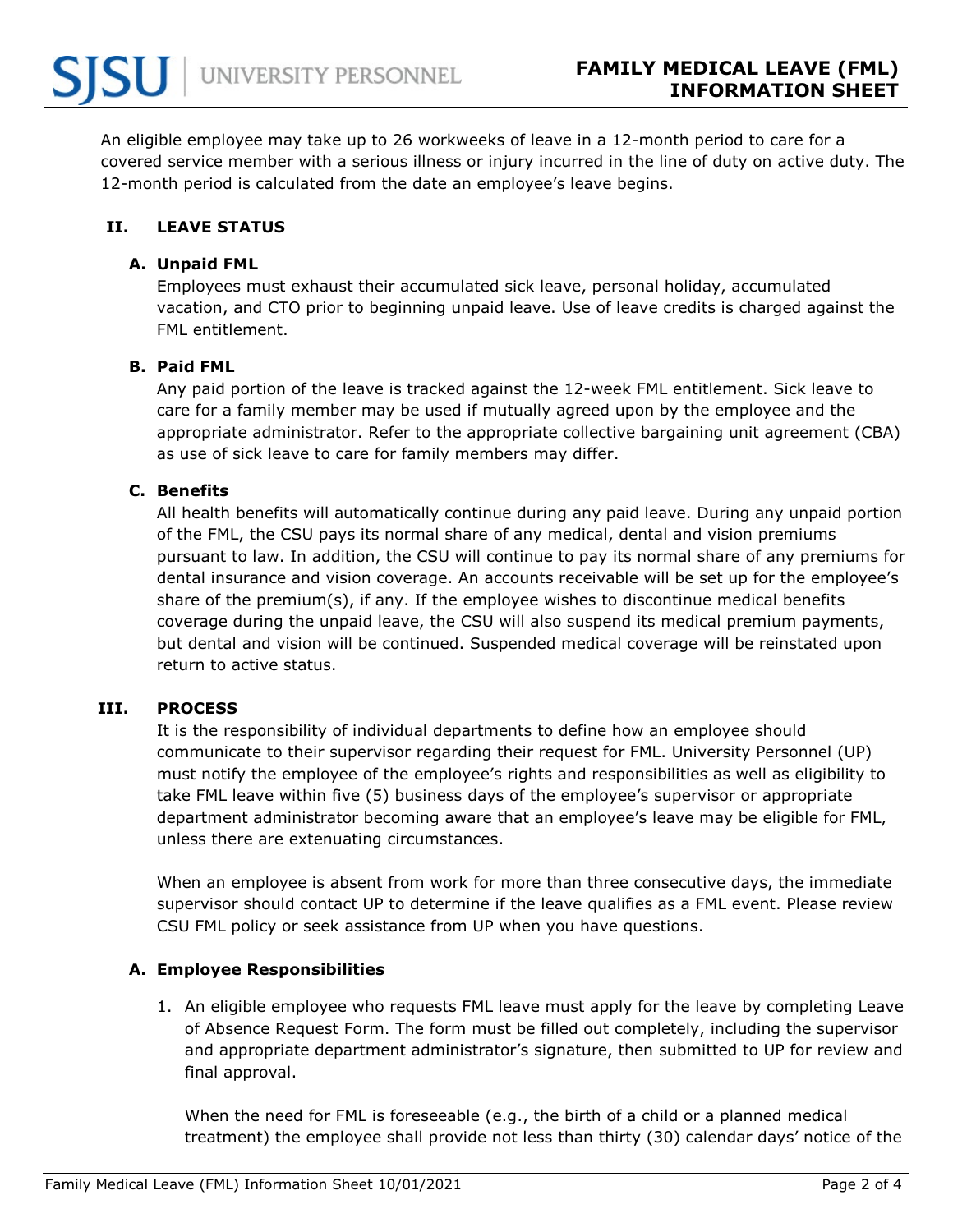An eligible employee may take up to 26 workweeks of leave in a 12-month period to care for a covered service member with a serious illness or injury incurred in the line of duty on active duty. The 12-month period is calculated from the date an employee's leave begins.

## II. LEAVE STATUS

### A. Unpaid FML

Employees must exhaust their accumulated sick leave, personal holiday, accumulated vacation, and CTO prior to beginning unpaid leave. Use of leave credits is charged against the FML entitlement.

### B. Paid FML

Any paid portion of the leave is tracked against the 12-week FML entitlement. Sick leave to care for a family member may be used if mutually agreed upon by the employee and the appropriate administrator. Refer to the appropriate collective bargaining unit agreement (CBA) as use of sick leave to care for family members may differ.

### C. Benefits

All health benefits will automatically continue during any paid leave. During any unpaid portion of the FML, the CSU pays its normal share of any medical, dental and vision premiums pursuant to law. In addition, the CSU will continue to pay its normal share of any premiums for dental insurance and vision coverage. An accounts receivable will be set up for the employee's share of the premium(s), if any. If the employee wishes to discontinue medical benefits coverage during the unpaid leave, the CSU will also suspend its medical premium payments, but dental and vision will be continued. Suspended medical coverage will be reinstated upon return to active status.

## III. PROCESS

It is the responsibility of individual departments to define how an employee should communicate to their supervisor regarding their request for FML. University Personnel (UP) must notify the employee of the employee's rights and responsibilities as well as eligibility to take FML leave within five (5) business days of the employee's supervisor or appropriate department administrator becoming aware that an employee's leave may be eligible for FML, unless there are extenuating circumstances.

When an employee is absent from work for more than three consecutive days, the immediate supervisor should contact UP to determine if the leave qualifies as a FML event. Please review CSU FML policy or seek assistance from UP when you have questions.

### A. Employee Responsibilities

1. An eligible employee who requests FML leave must apply for the leave by completing Leave of Absence Request Form. The form must be filled out completely, including the supervisor and appropriate department administrator's signature, then submitted to UP for review and final approval.

   When the need for FML is foreseeable (e.g., the birth of a child or a planned medical treatment) the employee shall provide not less than thirty (30) calendar days' notice of the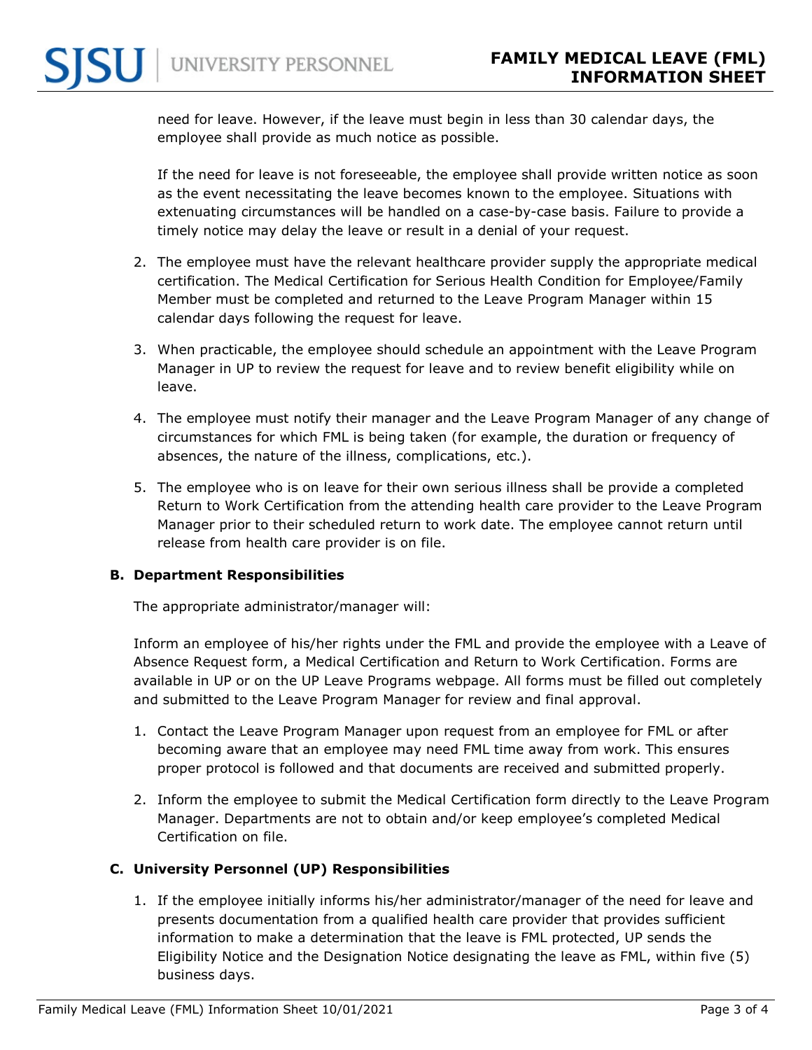need for leave. However, if the leave must begin in less than 30 calendar days, the employee shall provide as much notice as possible.

If the need for leave is not foreseeable, the employee shall provide written notice as soon as the event necessitating the leave becomes known to the employee. Situations with extenuating circumstances will be handled on a case-by-case basis. Failure to provide a timely notice may delay the leave or result in a denial of your request.

2. The employee must have the relevant healthcare provider supply the appropriate medical certification. The Medical Certification for Serious Health Condition for Employee/Family Member must be completed and returned to the Leave Program Manager within 15 calendar days following the request for leave.
3. When practicable, the employee should schedule an appointment with the Leave Program Manager in UP to review the request for leave and to review benefit eligibility while on leave.
4. The employee must notify their manager and the Leave Program Manager of any change of circumstances for which FML is being taken (for example, the duration or frequency of absences, the nature of the illness, complications, etc.).
5. The employee who is on leave for their own serious illness shall be provide a completed Return to Work Certification from the attending health care provider to the Leave Program Manager prior to their scheduled return to work date. The employee cannot return until release from health care provider is on file.

### B. Department Responsibilities

The appropriate administrator/manager will:

Inform an employee of his/her rights under the FML and provide the employee with a Leave of Absence Request form, a Medical Certification and Return to Work Certification. Forms are available in UP or on the UP Leave Programs webpage. All forms must be filled out completely and submitted to the Leave Program Manager for review and final approval.

1. Contact the Leave Program Manager upon request from an employee for FML or after becoming aware that an employee may need FML time away from work. This ensures proper protocol is followed and that documents are received and submitted properly.
2. Inform the employee to submit the Medical Certification form directly to the Leave Program Manager. Departments are not to obtain and/or keep employee's completed Medical Certification on file.

### C. University Personnel (UP) Responsibilities

1. If the employee initially informs his/her administrator/manager of the need for leave and presents documentation from a qualified health care provider that provides sufficient information to make a determination that the leave is FML protected, UP sends the Eligibility Notice and the Designation Notice designating the leave as FML, within five (5) business days.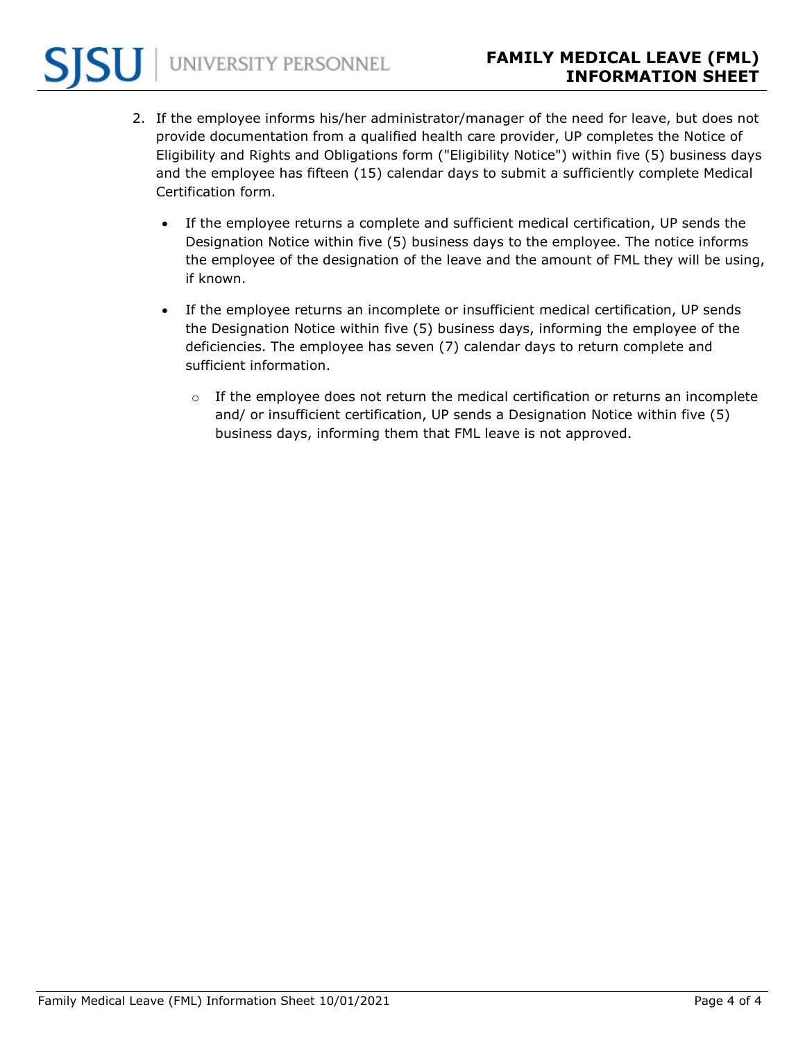2. If the employee informs his/her administrator/manager of the need for leave, but does not provide documentation from a qualified health care provider, UP completes the Notice of Eligibility and Rights and Obligations form ("Eligibility Notice") within five (5) business days and the employee has fifteen (15) calendar days to submit a sufficiently complete Medical Certification form.

   - If the employee returns a complete and sufficient medical certification, UP sends the Designation Notice within five (5) business days to the employee. The notice informs the employee of the designation of the leave and the amount of FML they will be using, if known.

   - If the employee returns an incomplete or insufficient medical certification, UP sends the Designation Notice within five (5) business days, informing the employee of the deficiencies. The employee has seven (7) calendar days to return complete and sufficient information.

     - If the employee does not return the medical certification or returns an incomplete and/ or insufficient certification, UP sends a Designation Notice within five (5) business days, informing them that FML leave is not approved.